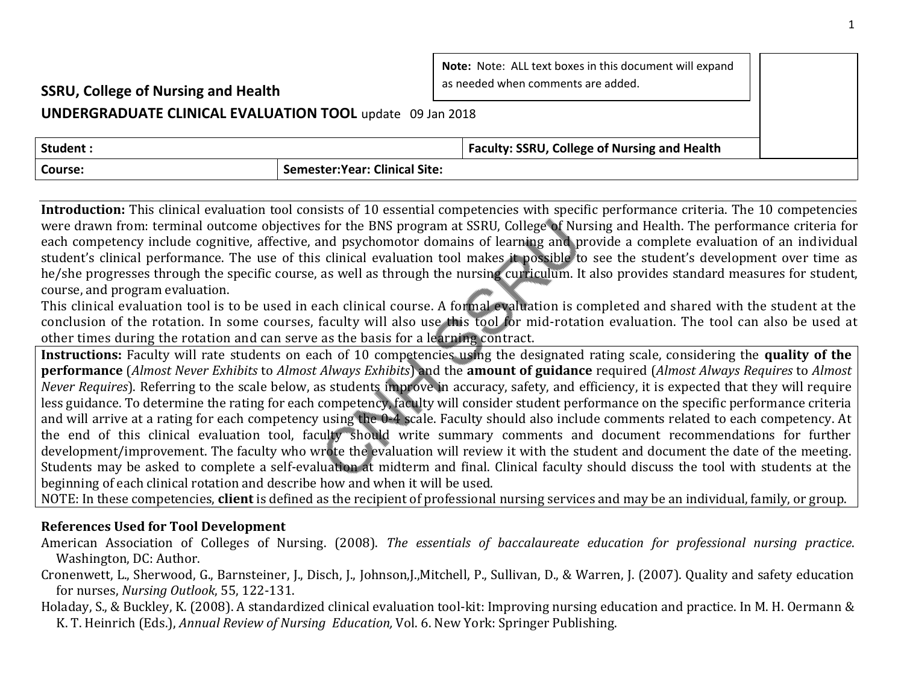**Note:** Note: ALL text boxes in this document will expand as needed when comments are added.

**SSRU, College of Nursing and Health**

**UNDERGRADUATE CLINICAL EVALUATION TOOL** update 09 Jan 2018

| **Student :** | | **Faculty: SSRU, College of Nursing and Health** |
|---|---|---|
| **Course:** | **Semester:Year: Clinical Site:** | |

**Introduction:** This clinical evaluation tool consists of 10 essential competencies with specific performance criteria. The 10 competencies were drawn from: terminal outcome objectives for the BNS program at SSRU, College of Nursing and Health. The performance criteria for each competency include cognitive, affective, and psychomotor domains of learning and provide a complete evaluation of an individual student's clinical performance. The use of this clinical evaluation tool makes it possible to see the student's development over time as he/she progresses through the specific course, as well as through the nursing curriculum. It also provides standard measures for student, course, and program evaluation.

This clinical evaluation tool is to be used in each clinical course. A formal evaluation is completed and shared with the student at the conclusion of the rotation. In some courses, faculty will also use this tool for mid-rotation evaluation. The tool can also be used at other times during the rotation and can serve as the basis for a learning contract.

**Instructions:** Faculty will rate students on each of 10 competencies using the designated rating scale, considering the **quality of the performance** (*Almost Never Exhibits* to *Almost Always Exhibits*) and the **amount of guidance** required (*Almost Always Requires* to *Almost Never Requires*). Referring to the scale below, as students improve in accuracy, safety, and efficiency, it is expected that they will require less guidance. To determine the rating for each competency, faculty will consider student performance on the specific performance criteria and will arrive at a rating for each competency using the 0-4 scale. Faculty should also include comments related to each competency. At the end of this clinical evaluation tool, faculty should write summary comments and document recommendations for further development/improvement. The faculty who wrote the evaluation will review it with the student and document the date of the meeting. Students may be asked to complete a self-evaluation at midterm and final. Clinical faculty should discuss the tool with students at the beginning of each clinical rotation and describe how and when it will be used.

NOTE: In these competencies, **client** is defined as the recipient of professional nursing services and may be an individual, family, or group.

**References Used for Tool Development**

American Association of Colleges of Nursing. (2008). *The essentials of baccalaureate education for professional nursing practice*. Washington, DC: Author.

Cronenwett, L., Sherwood, G., Barnsteiner, J., Disch, J., Johnson,J.,Mitchell, P., Sullivan, D., & Warren, J. (2007). Quality and safety education for nurses, *Nursing Outlook*, 55, 122-131.

Holaday, S., & Buckley, K. (2008). A standardized clinical evaluation tool-kit: Improving nursing education and practice. In M. H. Oermann & K. T. Heinrich (Eds.), *Annual Review of Nursing Education,* Vol. 6. New York: Springer Publishing.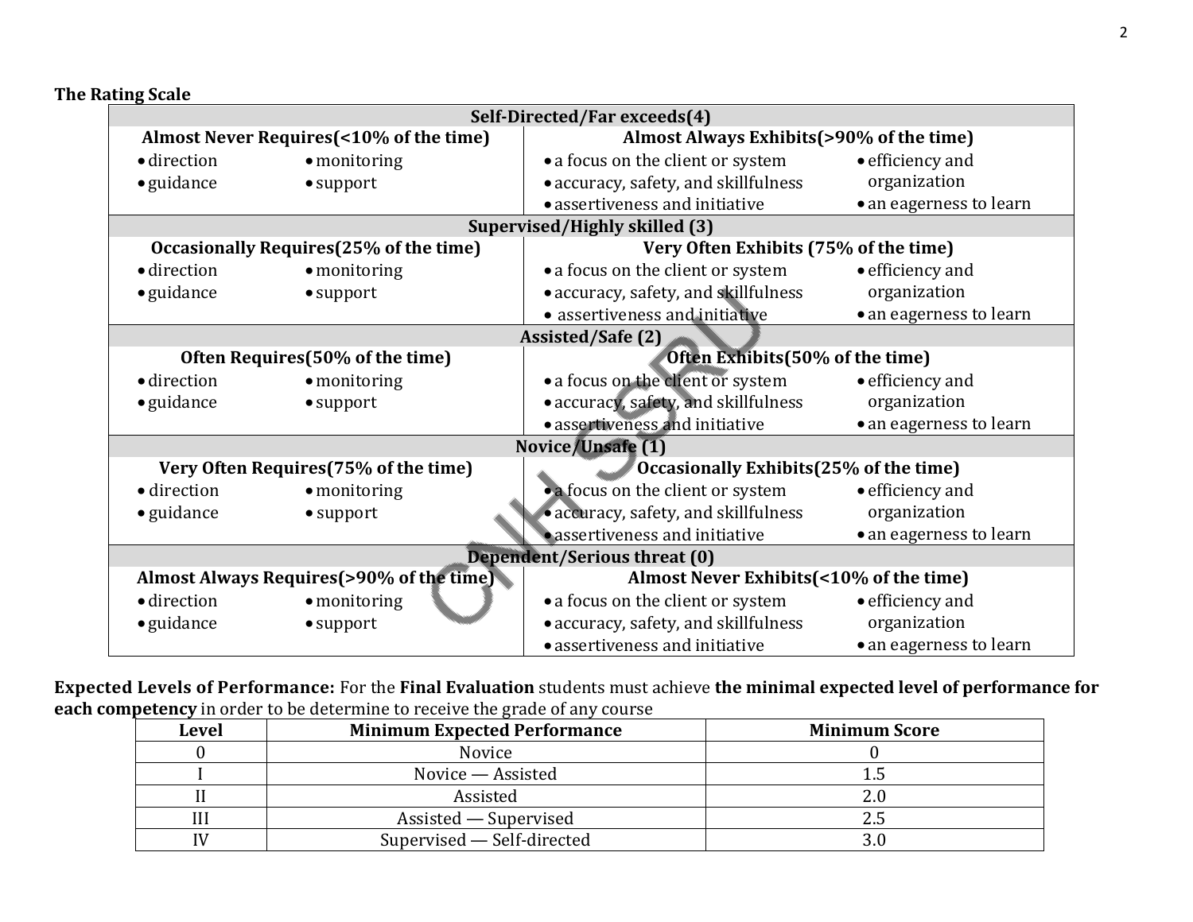**The Rating Scale**

| Self-Directed/Far exceeds(4) | |
|---|---|
| **Almost Never Requires(<10% of the time)** | **Almost Always Exhibits(>90% of the time)** |
| • direction • monitoring • guidance • support | • a focus on the client or system • accuracy, safety, and skillfulness • assertiveness and initiative • efficiency and organization • an eagerness to learn |
| **Supervised/Highly skilled (3)** | |
| **Occasionally Requires(25% of the time)** | **Very Often Exhibits (75% of the time)** |
| • direction • monitoring • guidance • support | • a focus on the client or system • accuracy, safety, and skillfulness • assertiveness and initiative • efficiency and organization • an eagerness to learn |
| **Assisted/Safe (2)** | |
| **Often Requires(50% of the time)** | **Often Exhibits(50% of the time)** |
| • direction • monitoring • guidance • support | • a focus on the client or system • accuracy, safety, and skillfulness • assertiveness and initiative • efficiency and organization • an eagerness to learn |
| **Novice/Unsafe (1)** | |
| **Very Often Requires(75% of the time)** | **Occasionally Exhibits(25% of the time)** |
| • direction • monitoring • guidance • support | • a focus on the client or system • accuracy, safety, and skillfulness • assertiveness and initiative • efficiency and organization • an eagerness to learn |
| **Dependent/Serious threat (0)** | |
| **Almost Always Requires(>90% of the time)** | **Almost Never Exhibits(<10% of the time)** |
| • direction • monitoring • guidance • support | • a focus on the client or system • accuracy, safety, and skillfulness • assertiveness and initiative • efficiency and organization • an eagerness to learn |

**Expected Levels of Performance:** For the **Final Evaluation** students must achieve **the minimal expected level of performance for each competency** in order to be determine to receive the grade of any course

| Level | Minimum Expected Performance | Minimum Score |
|---|---|---|
| 0 | Novice | 0 |
| I | Novice — Assisted | 1.5 |
| II | Assisted | 2.0 |
| III | Assisted — Supervised | 2.5 |
| IV | Supervised — Self-directed | 3.0 |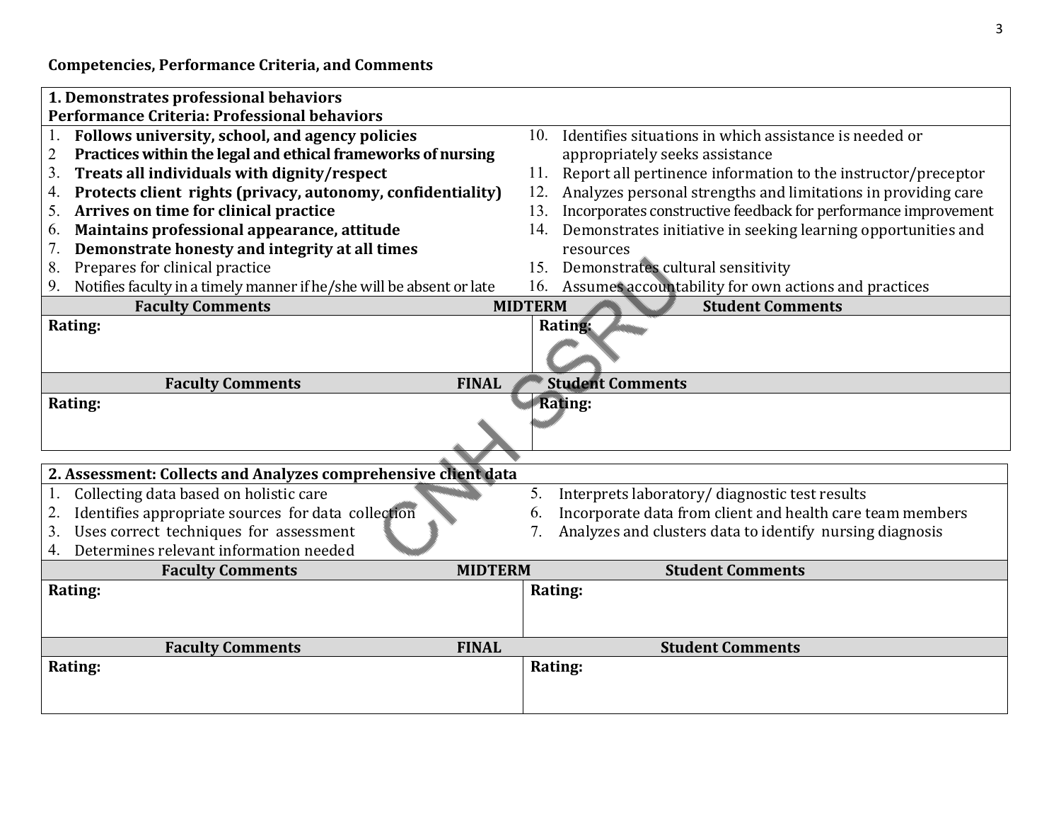**Competencies, Performance Criteria, and Comments**

**1. Demonstrates professional behaviors**
**Performance Criteria: Professional behaviors**

1. **Follows university, school, and agency policies**
2. **Practices within the legal and ethical frameworks of nursing**
3. **Treats all individuals with dignity/respect**
4. **Protects client rights (privacy, autonomy, confidentiality)**
5. **Arrives on time for clinical practice**
6. **Maintains professional appearance, attitude**
7. **Demonstrate honesty and integrity at all times**
8. Prepares for clinical practice
9. Notifies faculty in a timely manner if he/she will be absent or late
10. Identifies situations in which assistance is needed or appropriately seeks assistance
11. Report all pertinence information to the instructor/preceptor
12. Analyzes personal strengths and limitations in providing care
13. Incorporates constructive feedback for performance improvement
14. Demonstrates initiative in seeking learning opportunities and resources
15. Demonstrates cultural sensitivity
16. Assumes accountability for own actions and practices

| Faculty Comments | MIDTERM Student Comments |
|---|---|
| **Rating:** | **Rating:** |

| Faculty Comments | FINAL Student Comments |
|---|---|
| **Rating:** | **Rating:** |

**2. Assessment: Collects and Analyzes comprehensive client data**

1. Collecting data based on holistic care
2. Identifies appropriate sources for data collection
3. Uses correct techniques for assessment
4. Determines relevant information needed
5. Interprets laboratory/ diagnostic test results
6. Incorporate data from client and health care team members
7. Analyzes and clusters data to identify nursing diagnosis

| Faculty Comments | MIDTERM Student Comments |
|---|---|
| **Rating:** | **Rating:** |

| Faculty Comments | FINAL Student Comments |
|---|---|
| **Rating:** | **Rating:** |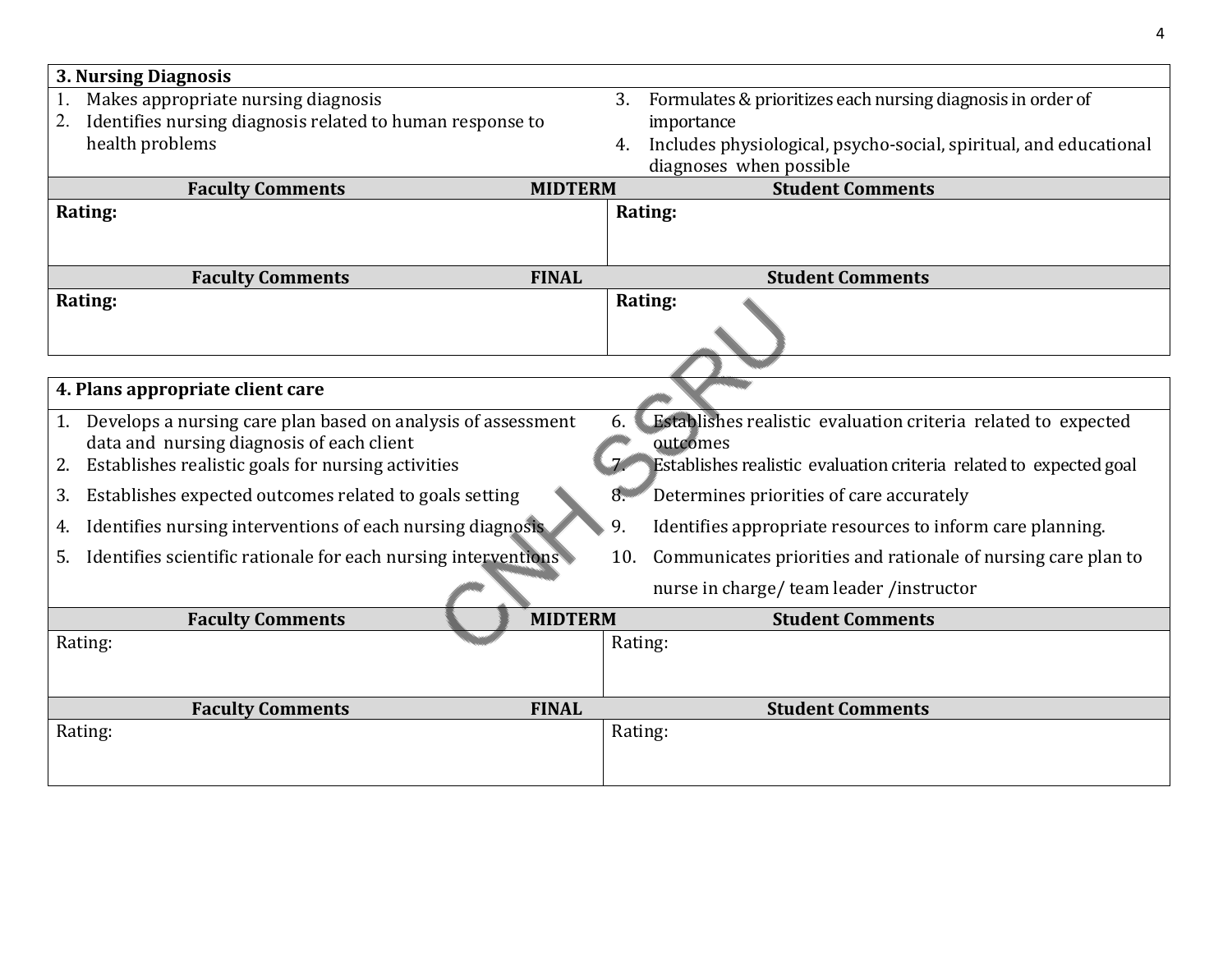### 3. Nursing Diagnosis

1. Makes appropriate nursing diagnosis
2. Identifies nursing diagnosis related to human response to health problems
3. Formulates & prioritizes each nursing diagnosis in order of importance
4. Includes physiological, psycho-social, spiritual, and educational diagnoses when possible

| Faculty Comments | MIDTERM Student Comments |
|---|---|
| **Rating:** | **Rating:** |

| Faculty Comments | FINAL Student Comments |
|---|---|
| **Rating:** | **Rating:** |

### 4. Plans appropriate client care

1. Develops a nursing care plan based on analysis of assessment data and nursing diagnosis of each client
2. Establishes realistic goals for nursing activities
3. Establishes expected outcomes related to goals setting
4. Identifies nursing interventions of each nursing diagnosis
5. Identifies scientific rationale for each nursing interventions
6. Establishes realistic evaluation criteria related to expected outcomes
7. Establishes realistic evaluation criteria related to expected goal
8. Determines priorities of care accurately
9. Identifies appropriate resources to inform care planning.
10. Communicates priorities and rationale of nursing care plan to nurse in charge/ team leader /instructor

| Faculty Comments | MIDTERM Student Comments |
|---|---|
| Rating: | Rating: |

| Faculty Comments | FINAL Student Comments |
|---|---|
| Rating: | Rating: |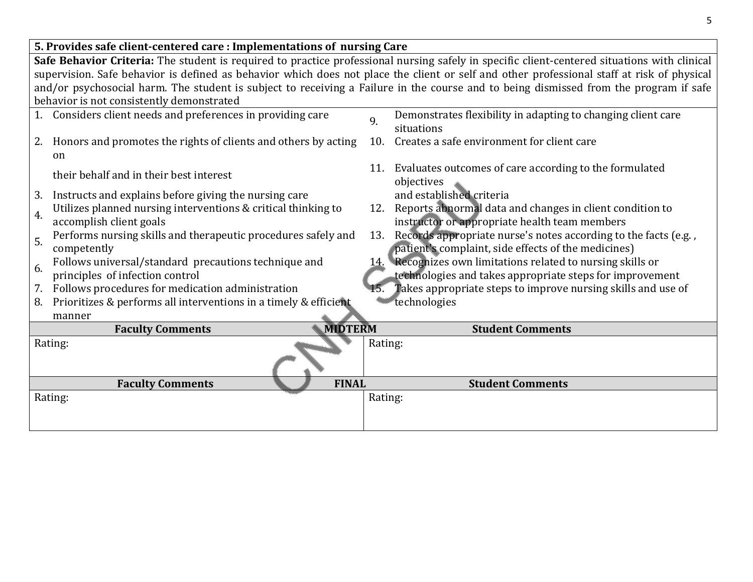**5. Provides safe client-centered care : Implementations of nursing Care**

**Safe Behavior Criteria:** The student is required to practice professional nursing safely in specific client-centered situations with clinical supervision. Safe behavior is defined as behavior which does not place the client or self and other professional staff at risk of physical and/or psychosocial harm. The student is subject to receiving a Failure in the course and to being dismissed from the program if safe behavior is not consistently demonstrated

1. Considers client needs and preferences in providing care
2. Honors and promotes the rights of clients and others by acting on their behalf and in their best interest
3. Instructs and explains before giving the nursing care
4. Utilizes planned nursing interventions & critical thinking to accomplish client goals
5. Performs nursing skills and therapeutic procedures safely and competently
6. Follows universal/standard precautions technique and principles of infection control
7. Follows procedures for medication administration
8. Prioritizes & performs all interventions in a timely & efficient manner
9. Demonstrates flexibility in adapting to changing client care situations
10. Creates a safe environment for client care
11. Evaluates outcomes of care according to the formulated objectives and established criteria
12. Reports abnormal data and changes in client condition to instructor or appropriate health team members
13. Records appropriate nurse's notes according to the facts (e.g. , patient's complaint, side effects of the medicines)
14. Recognizes own limitations related to nursing skills or technologies and takes appropriate steps for improvement
15. Takes appropriate steps to improve nursing skills and use of technologies

| Faculty Comments — MIDTERM | Student Comments |
|---|---|
| Rating: | Rating: |

| Faculty Comments — FINAL | Student Comments |
|---|---|
| Rating: | Rating: |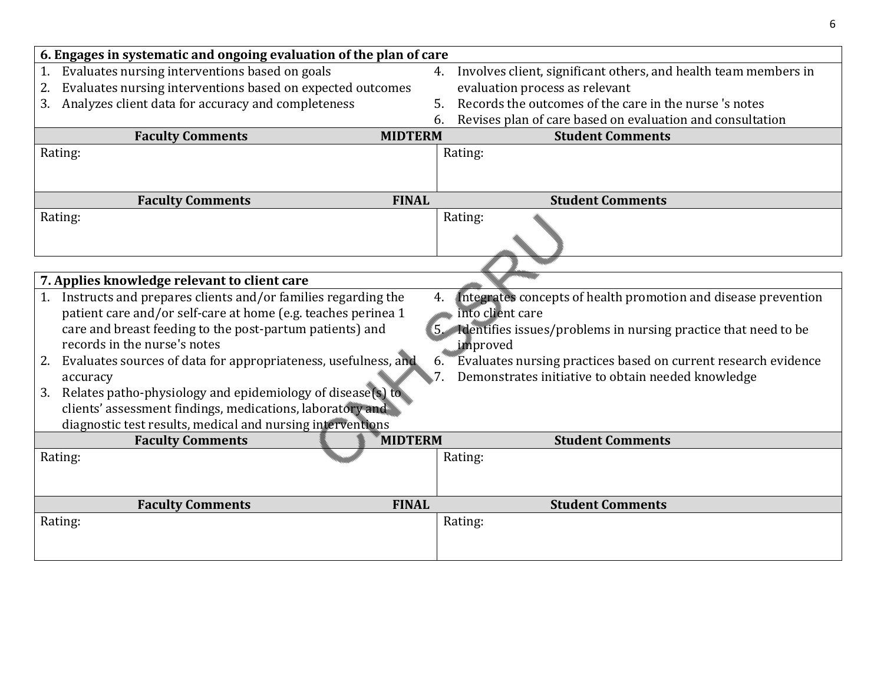| **6. Engages in systematic and ongoing evaluation of the plan of care** | |
|---|---|
| 1. Evaluates nursing interventions based on goals<br>2. Evaluates nursing interventions based on expected outcomes<br>3. Analyzes client data for accuracy and completeness | 4. Involves client, significant others, and health team members in evaluation process as relevant<br>5. Records the outcomes of the care in the nurse 's notes<br>6. Revises plan of care based on evaluation and consultation |
| **Faculty Comments** **MIDTERM** | **Student Comments** |
| Rating: | Rating: |
| **Faculty Comments** **FINAL** | **Student Comments** |
| Rating: | Rating: |

| **7. Applies knowledge relevant to client care** | |
|---|---|
| 1. Instructs and prepares clients and/or families regarding the patient care and/or self-care at home (e.g. teaches perinea 1 care and breast feeding to the post-partum patients) and records in the nurse's notes<br>2. Evaluates sources of data for appropriateness, usefulness, and accuracy<br>3. Relates patho-physiology and epidemiology of disease(s) to clients' assessment findings, medications, laboratory and diagnostic test results, medical and nursing interventions | 4. Integrates concepts of health promotion and disease prevention into client care<br>5. Identifies issues/problems in nursing practice that need to be improved<br>6. Evaluates nursing practices based on current research evidence<br>7. Demonstrates initiative to obtain needed knowledge |
| **Faculty Comments** **MIDTERM** | **Student Comments** |
| Rating: | Rating: |
| **Faculty Comments** **FINAL** | **Student Comments** |
| Rating: | Rating: |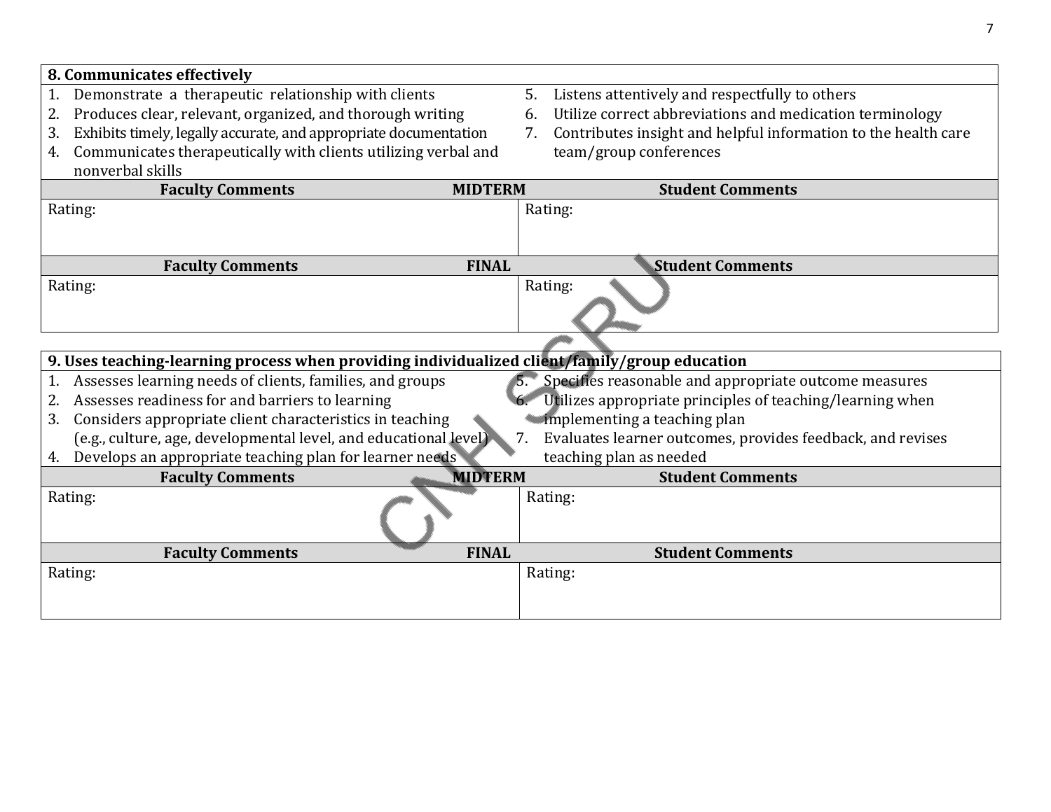| **8. Communicates effectively** | |
|---|---|
| 1. Demonstrate a therapeutic relationship with clients<br>2. Produces clear, relevant, organized, and thorough writing<br>3. Exhibits timely, legally accurate, and appropriate documentation<br>4. Communicates therapeutically with clients utilizing verbal and nonverbal skills | 5. Listens attentively and respectfully to others<br>6. Utilize correct abbreviations and medication terminology<br>7. Contributes insight and helpful information to the health care team/group conferences |
| **Faculty Comments — MIDTERM** | **Student Comments** |
| Rating: | Rating: |
| **Faculty Comments — FINAL** | **Student Comments** |
| Rating: | Rating: |

| **9. Uses teaching-learning process when providing individualized client/family/group education** | |
|---|---|
| 1. Assesses learning needs of clients, families, and groups<br>2. Assesses readiness for and barriers to learning<br>3. Considers appropriate client characteristics in teaching (e.g., culture, age, developmental level, and educational level)<br>4. Develops an appropriate teaching plan for learner needs | 5. Specifies reasonable and appropriate outcome measures<br>6. Utilizes appropriate principles of teaching/learning when implementing a teaching plan<br>7. Evaluates learner outcomes, provides feedback, and revises teaching plan as needed |
| **Faculty Comments — MIDTERM** | **Student Comments** |
| Rating: | Rating: |
| **Faculty Comments — FINAL** | **Student Comments** |
| Rating: | Rating: |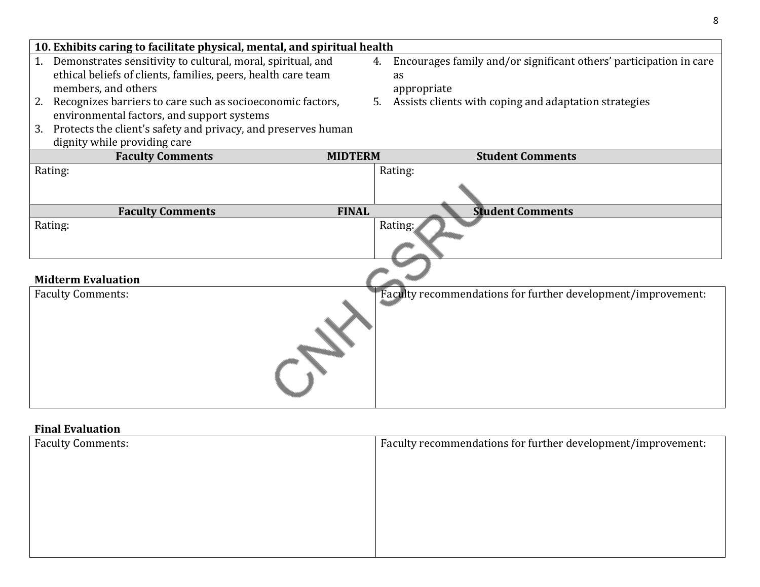| **10. Exhibits caring to facilitate physical, mental, and spiritual health** | |
|---|---|
| 1. Demonstrates sensitivity to cultural, moral, spiritual, and ethical beliefs of clients, families, peers, health care team members, and others<br>2. Recognizes barriers to care such as socioeconomic factors, environmental factors, and support systems<br>3. Protects the client's safety and privacy, and preserves human dignity while providing care | 4. Encourages family and/or significant others' participation in care as appropriate<br>5. Assists clients with coping and adaptation strategies |
| **Faculty Comments** — **MIDTERM** | **Student Comments** |
| Rating: | Rating: |
| **Faculty Comments** — **FINAL** | **Student Comments** |
| Rating: | Rating: |

**Midterm Evaluation**

| Faculty Comments: | Faculty recommendations for further development/improvement: |
|---|---|
| | |

**Final Evaluation**

| Faculty Comments: | Faculty recommendations for further development/improvement: |
|---|---|
| | |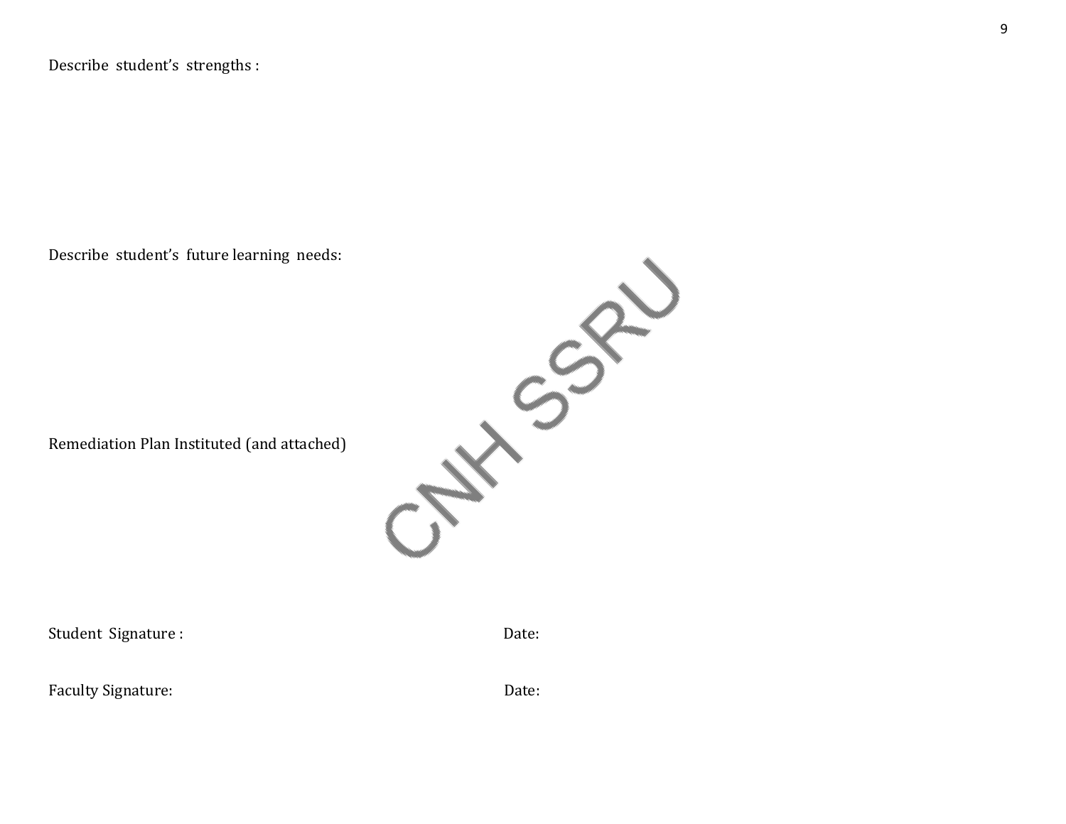Describe student's strengths :

Describe student's future learning needs:

Remediation Plan Instituted (and attached)

Student Signature : Date:

Faculty Signature: Date: